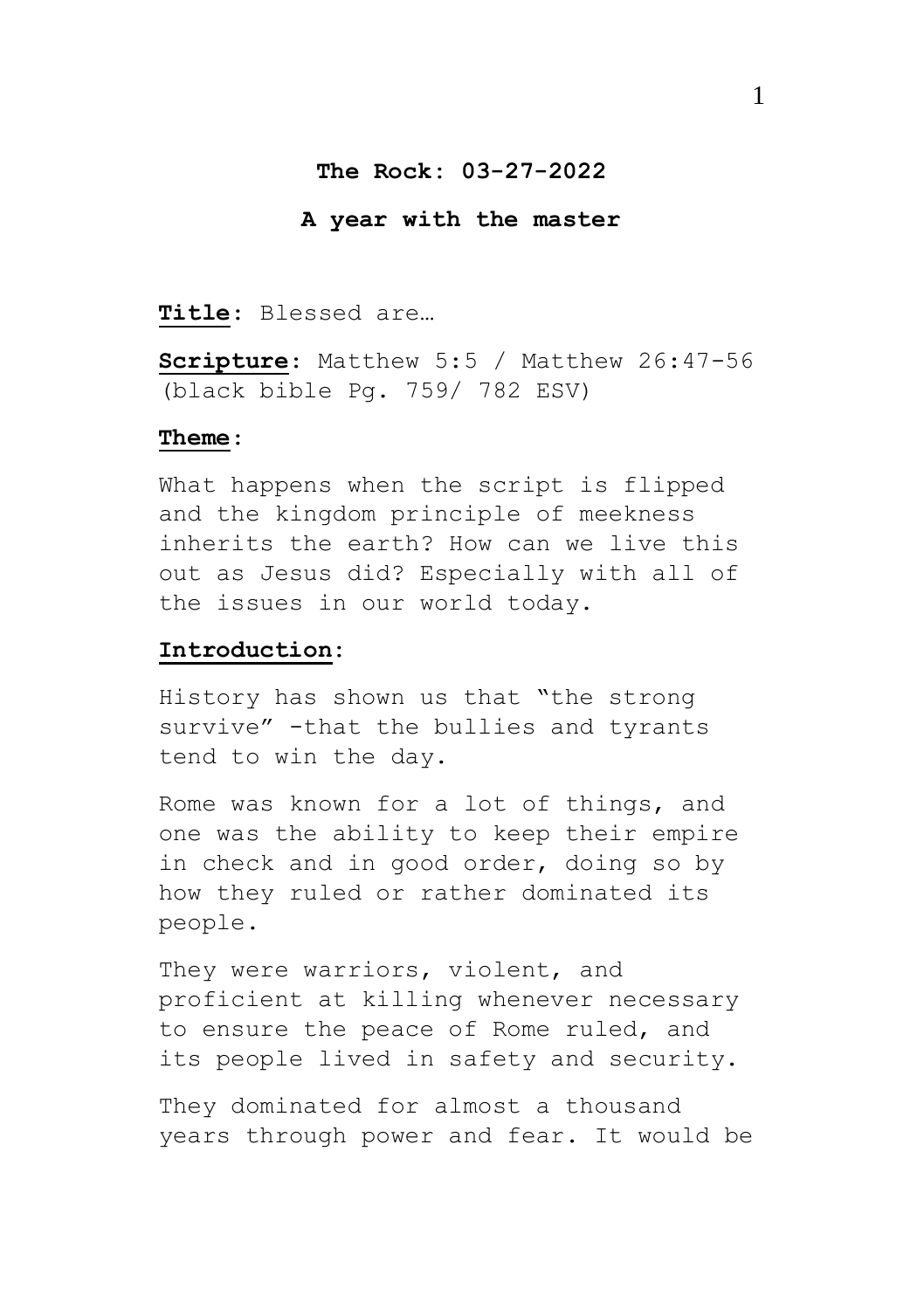**The Rock: 03-27-2022**

**A year with the master**

**Title**: Blessed are…

**Scripture**: Matthew 5:5 / Matthew 26:47-56 (black bible Pg. 759/ 782 ESV)

**Theme**:

What happens when the script is flipped and the kingdom principle of meekness inherits the earth? How can we live this out as Jesus did? Especially with all of the issues in our world today.

**Introduction**:

History has shown us that "the strong survive" -that the bullies and tyrants tend to win the day.

Rome was known for a lot of things, and one was the ability to keep their empire in check and in good order, doing so by how they ruled or rather dominated its people.

They were warriors, violent, and proficient at killing whenever necessary to ensure the peace of Rome ruled, and its people lived in safety and security.

They dominated for almost a thousand years through power and fear. It would be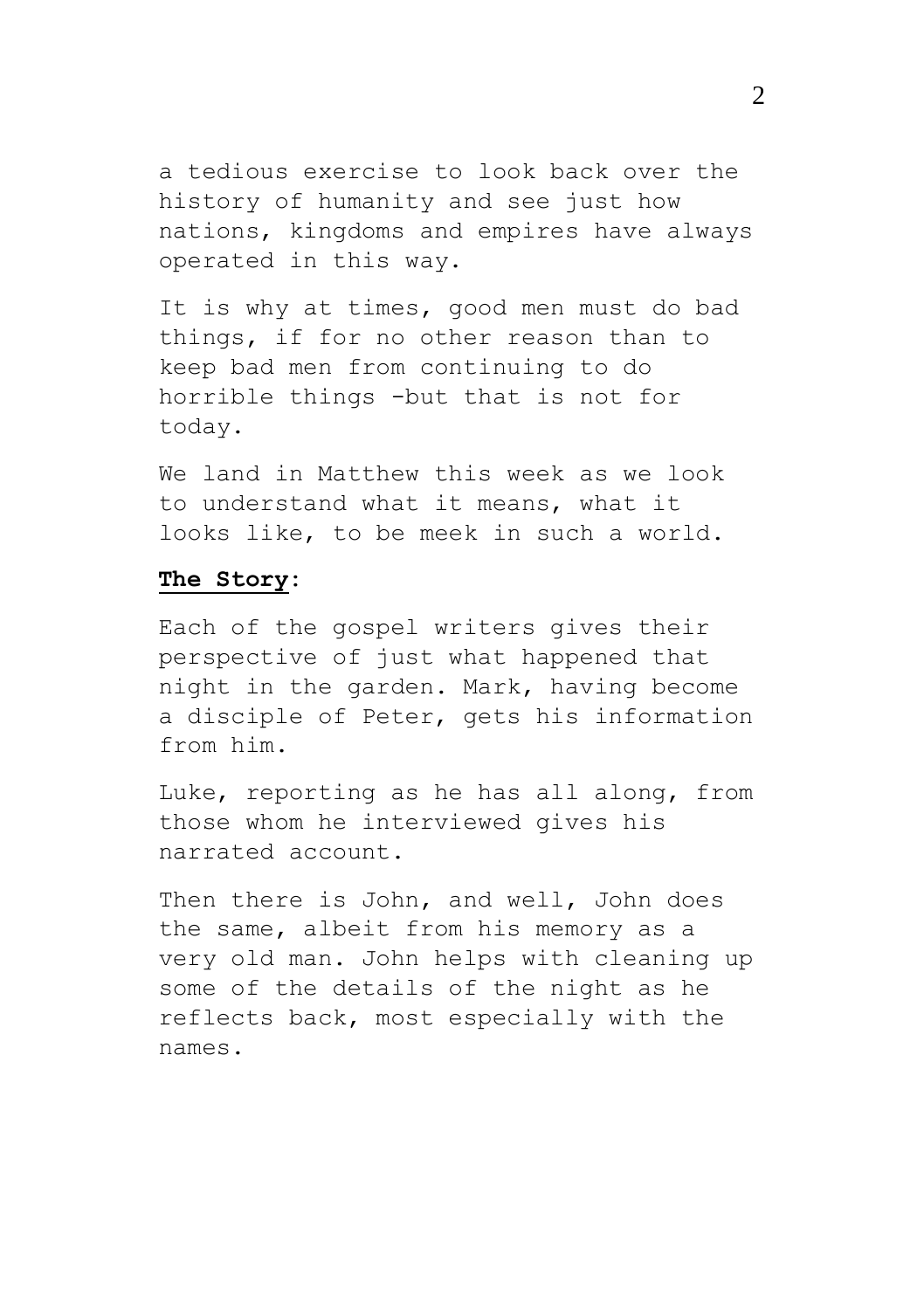a tedious exercise to look back over the history of humanity and see just how nations, kingdoms and empires have always operated in this way.

It is why at times, good men must do bad things, if for no other reason than to keep bad men from continuing to do horrible things -but that is not for today.

We land in Matthew this week as we look to understand what it means, what it looks like, to be meek in such a world.

**The Story**:

Each of the gospel writers gives their perspective of just what happened that night in the garden. Mark, having become a disciple of Peter, gets his information from him.

Luke, reporting as he has all along, from those whom he interviewed gives his narrated account.

Then there is John, and well, John does the same, albeit from his memory as a very old man. John helps with cleaning up some of the details of the night as he reflects back, most especially with the names.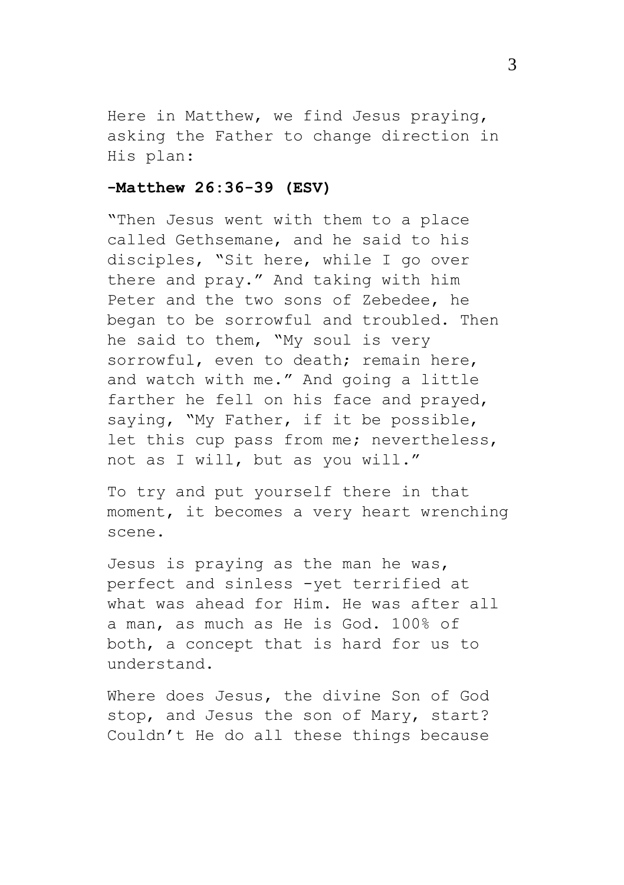Here in Matthew, we find Jesus praying, asking the Father to change direction in His plan:

**-Matthew 26:36-39 (ESV)**

"Then Jesus went with them to a place called Gethsemane, and he said to his disciples, "Sit here, while I go over there and pray." And taking with him Peter and the two sons of Zebedee, he began to be sorrowful and troubled. Then he said to them, "My soul is very sorrowful, even to death; remain here, and watch with me." And going a little farther he fell on his face and prayed, saying, "My Father, if it be possible, let this cup pass from me; nevertheless, not as I will, but as you will."

To try and put yourself there in that moment, it becomes a very heart wrenching scene.

Jesus is praying as the man he was, perfect and sinless -yet terrified at what was ahead for Him. He was after all a man, as much as He is God. 100% of both, a concept that is hard for us to understand.

Where does Jesus, the divine Son of God stop, and Jesus the son of Mary, start? Couldn't He do all these things because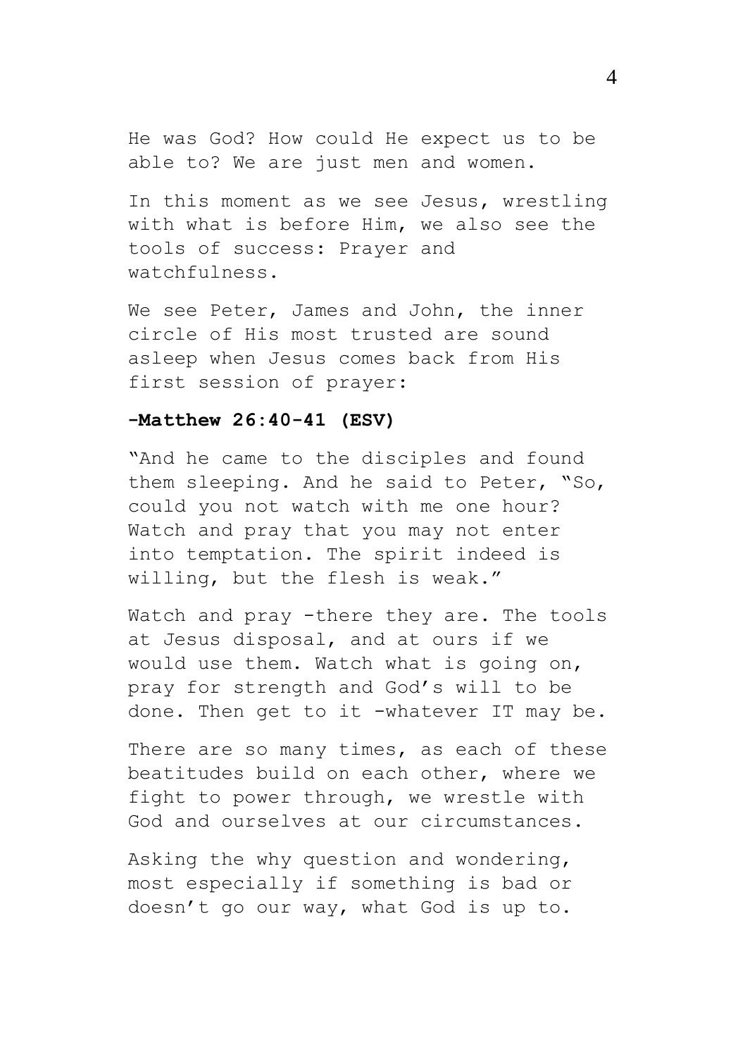He was God? How could He expect us to be able to? We are just men and women.

In this moment as we see Jesus, wrestling with what is before Him, we also see the tools of success: Prayer and watchfulness.

We see Peter, James and John, the inner circle of His most trusted are sound asleep when Jesus comes back from His first session of prayer:

**-Matthew 26:40-41 (ESV)**

"And he came to the disciples and found them sleeping. And he said to Peter, "So, could you not watch with me one hour? Watch and pray that you may not enter into temptation. The spirit indeed is willing, but the flesh is weak."

Watch and pray -there they are. The tools at Jesus disposal, and at ours if we would use them. Watch what is going on, pray for strength and God's will to be done. Then get to it -whatever IT may be.

There are so many times, as each of these beatitudes build on each other, where we fight to power through, we wrestle with God and ourselves at our circumstances.

Asking the why question and wondering, most especially if something is bad or doesn't go our way, what God is up to.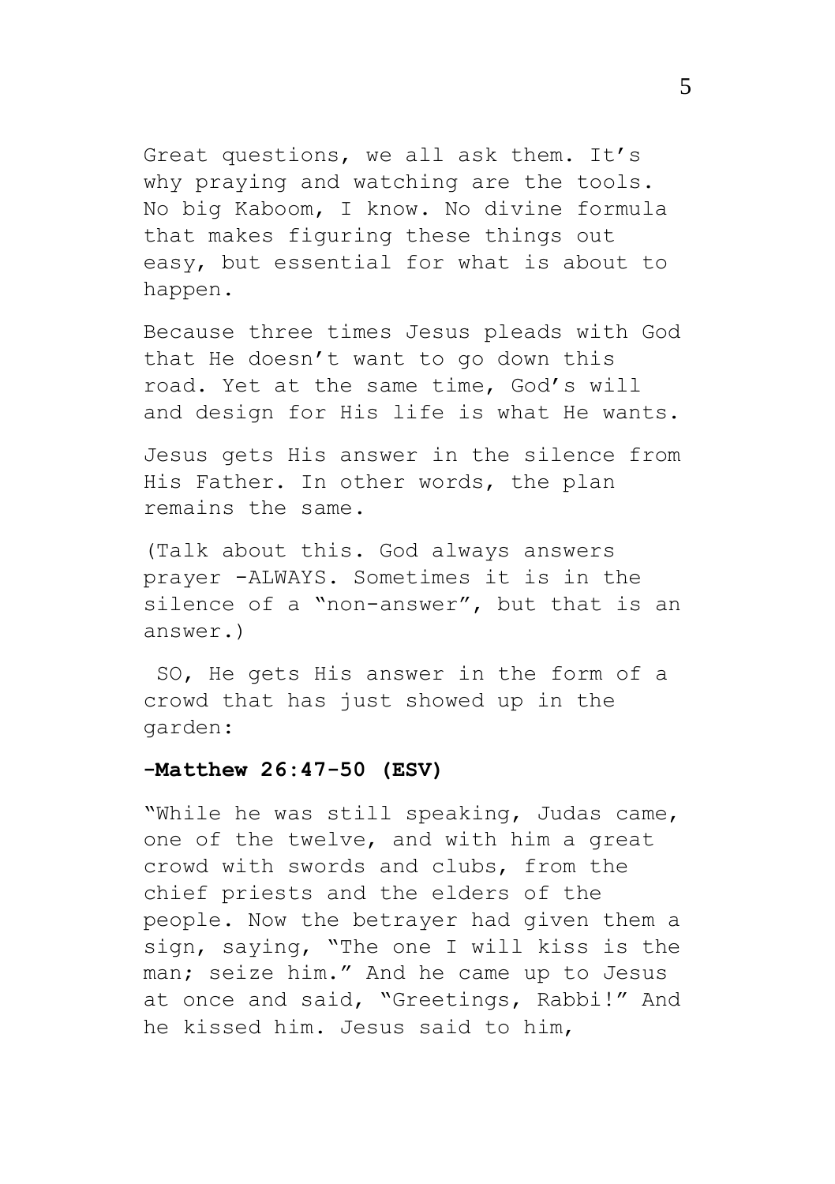Great questions, we all ask them. It's why praying and watching are the tools. No big Kaboom, I know. No divine formula that makes figuring these things out easy, but essential for what is about to happen.

Because three times Jesus pleads with God that He doesn't want to go down this road. Yet at the same time, God's will and design for His life is what He wants.

Jesus gets His answer in the silence from His Father. In other words, the plan remains the same.

(Talk about this. God always answers prayer -ALWAYS. Sometimes it is in the silence of a "non-answer", but that is an answer.)

SO, He gets His answer in the form of a crowd that has just showed up in the garden:

**-Matthew 26:47-50 (ESV)**

"While he was still speaking, Judas came, one of the twelve, and with him a great crowd with swords and clubs, from the chief priests and the elders of the people. Now the betrayer had given them a sign, saying, "The one I will kiss is the man; seize him." And he came up to Jesus at once and said, "Greetings, Rabbi!" And he kissed him. Jesus said to him,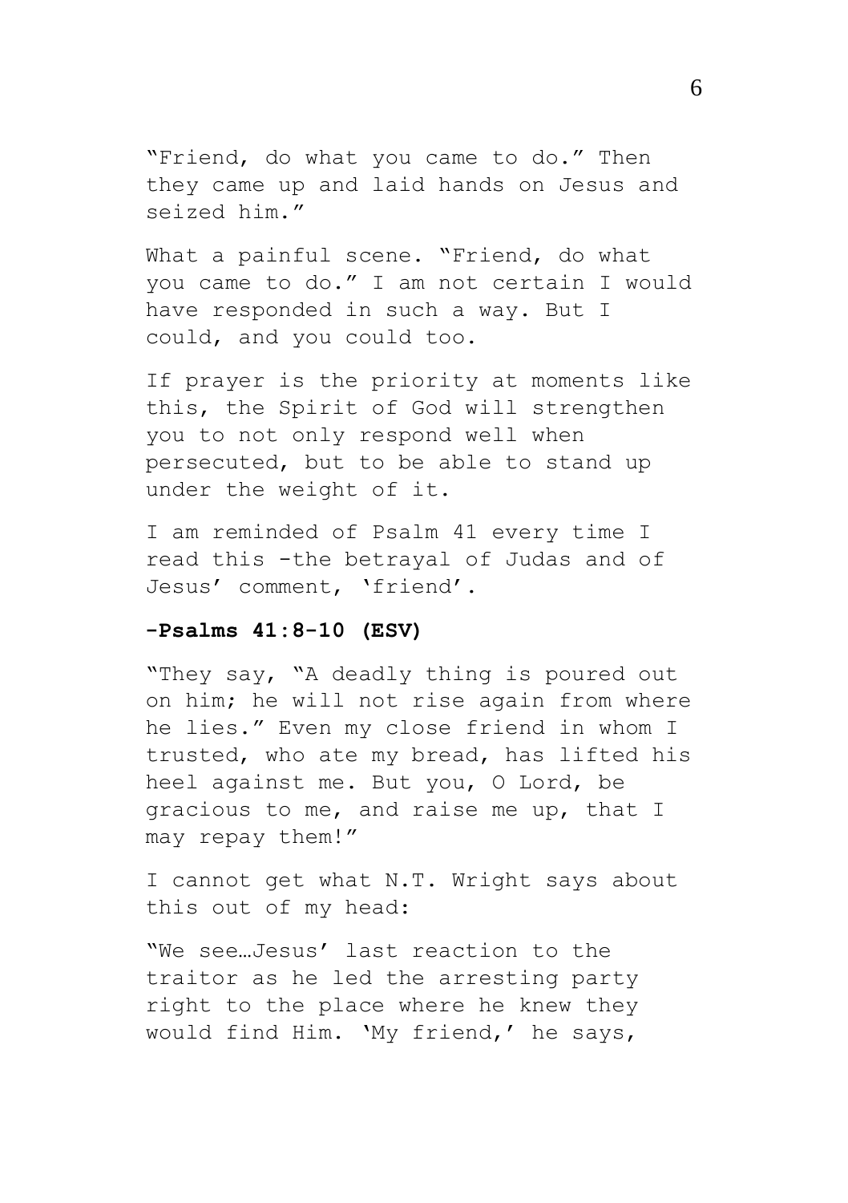"Friend, do what you came to do." Then they came up and laid hands on Jesus and seized him."

What a painful scene. "Friend, do what you came to do." I am not certain I would have responded in such a way. But I could, and you could too.

If prayer is the priority at moments like this, the Spirit of God will strengthen you to not only respond well when persecuted, but to be able to stand up under the weight of it.

I am reminded of Psalm 41 every time I read this -the betrayal of Judas and of Jesus' comment, 'friend'.

**-Psalms 41:8-10 (ESV)**

"They say, "A deadly thing is poured out on him; he will not rise again from where he lies." Even my close friend in whom I trusted, who ate my bread, has lifted his heel against me. But you, O Lord, be gracious to me, and raise me up, that I may repay them!"

I cannot get what N.T. Wright says about this out of my head:

"We see…Jesus' last reaction to the traitor as he led the arresting party right to the place where he knew they would find Him. 'My friend,' he says,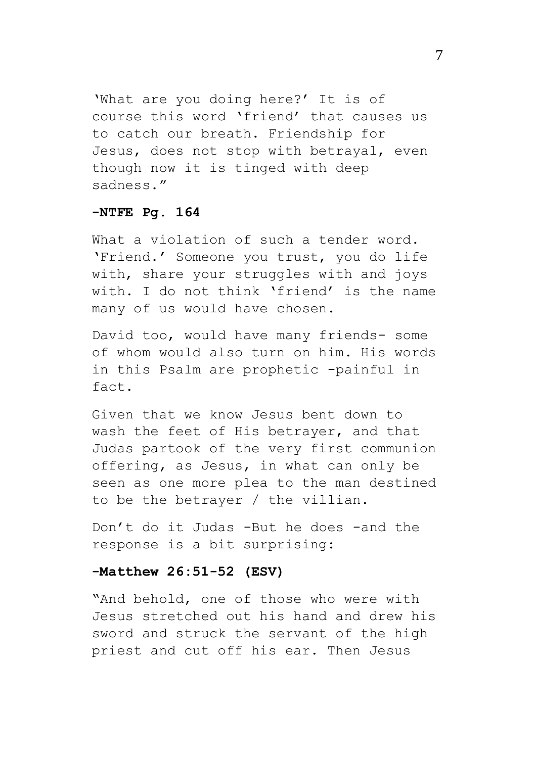'What are you doing here?' It is of course this word 'friend' that causes us to catch our breath. Friendship for Jesus, does not stop with betrayal, even though now it is tinged with deep sadness."

**-NTFE Pg. 164**

What a violation of such a tender word. 'Friend.' Someone you trust, you do life with, share your struggles with and joys with. I do not think 'friend' is the name many of us would have chosen.

David too, would have many friends- some of whom would also turn on him. His words in this Psalm are prophetic -painful in fact.

Given that we know Jesus bent down to wash the feet of His betrayer, and that Judas partook of the very first communion offering, as Jesus, in what can only be seen as one more plea to the man destined to be the betrayer / the villian.

Don't do it Judas -But he does -and the response is a bit surprising:

**-Matthew 26:51-52 (ESV)**

"And behold, one of those who were with Jesus stretched out his hand and drew his sword and struck the servant of the high priest and cut off his ear. Then Jesus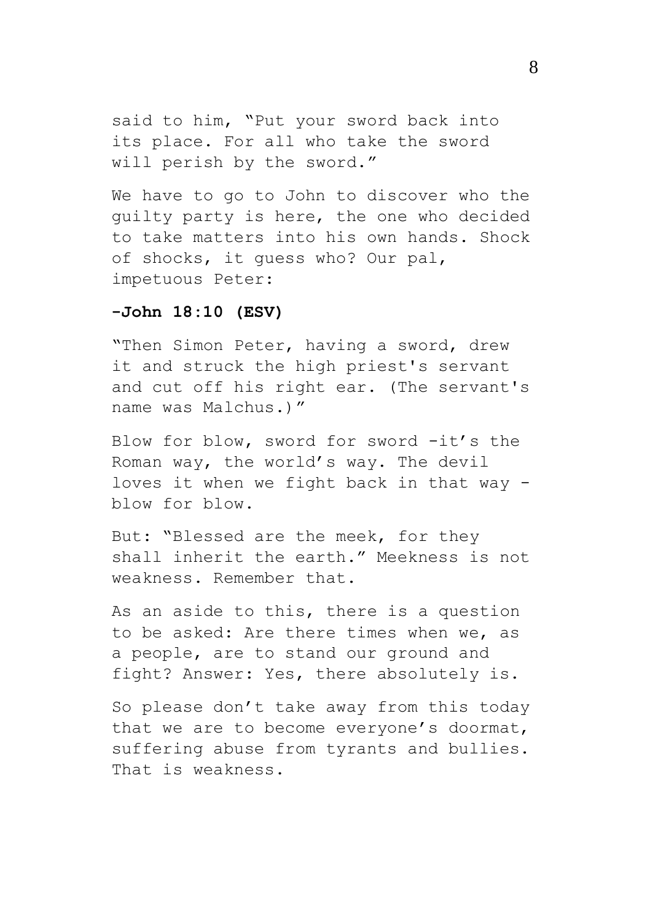said to him, "Put your sword back into its place. For all who take the sword will perish by the sword."

We have to go to John to discover who the guilty party is here, the one who decided to take matters into his own hands. Shock of shocks, it guess who? Our pal, impetuous Peter:

**-John 18:10 (ESV)**

"Then Simon Peter, having a sword, drew it and struck the high priest's servant and cut off his right ear. (The servant's name was Malchus.)"

Blow for blow, sword for sword -it's the Roman way, the world's way. The devil loves it when we fight back in that way - blow for blow.

But: "Blessed are the meek, for they shall inherit the earth." Meekness is not weakness. Remember that.

As an aside to this, there is a question to be asked: Are there times when we, as a people, are to stand our ground and fight? Answer: Yes, there absolutely is.

So please don't take away from this today that we are to become everyone's doormat, suffering abuse from tyrants and bullies. That is weakness.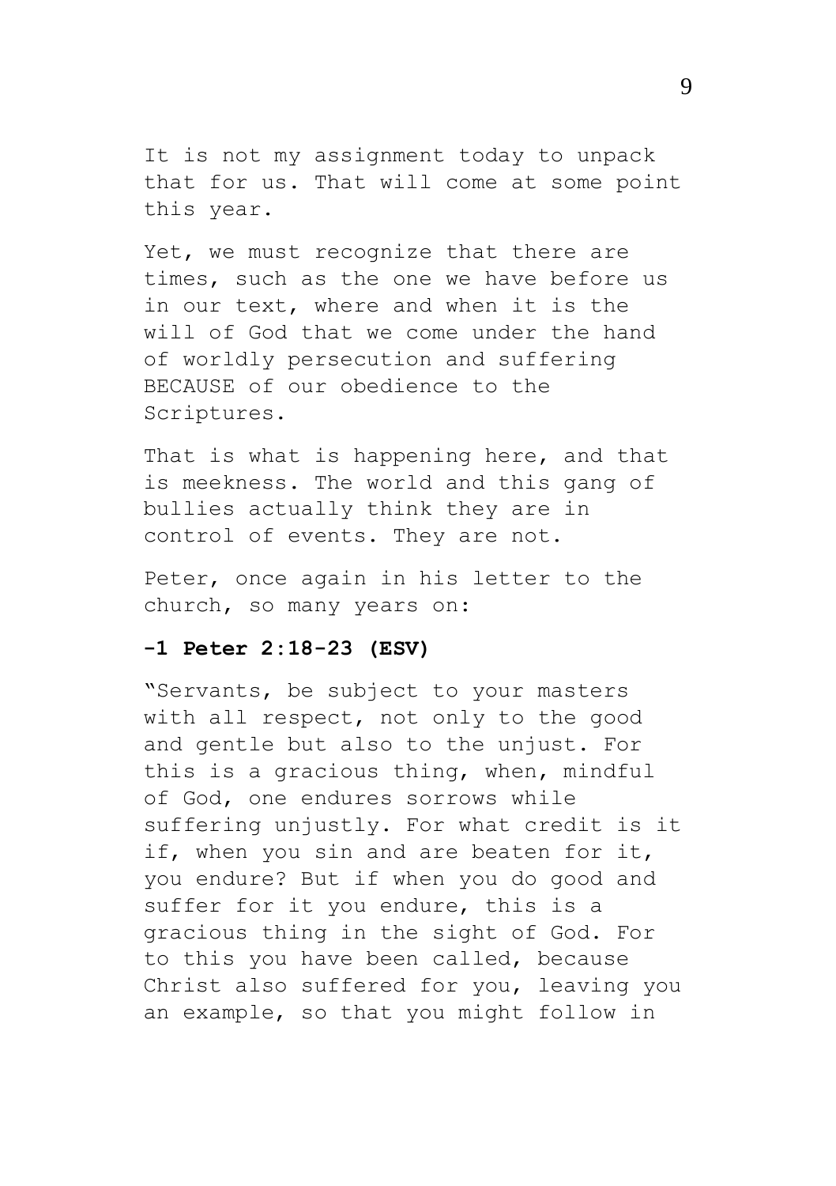It is not my assignment today to unpack that for us. That will come at some point this year.

Yet, we must recognize that there are times, such as the one we have before us in our text, where and when it is the will of God that we come under the hand of worldly persecution and suffering BECAUSE of our obedience to the Scriptures.

That is what is happening here, and that is meekness. The world and this gang of bullies actually think they are in control of events. They are not.

Peter, once again in his letter to the church, so many years on:

**-1 Peter 2:18-23 (ESV)**

"Servants, be subject to your masters with all respect, not only to the good and gentle but also to the unjust. For this is a gracious thing, when, mindful of God, one endures sorrows while suffering unjustly. For what credit is it if, when you sin and are beaten for it, you endure? But if when you do good and suffer for it you endure, this is a gracious thing in the sight of God. For to this you have been called, because Christ also suffered for you, leaving you an example, so that you might follow in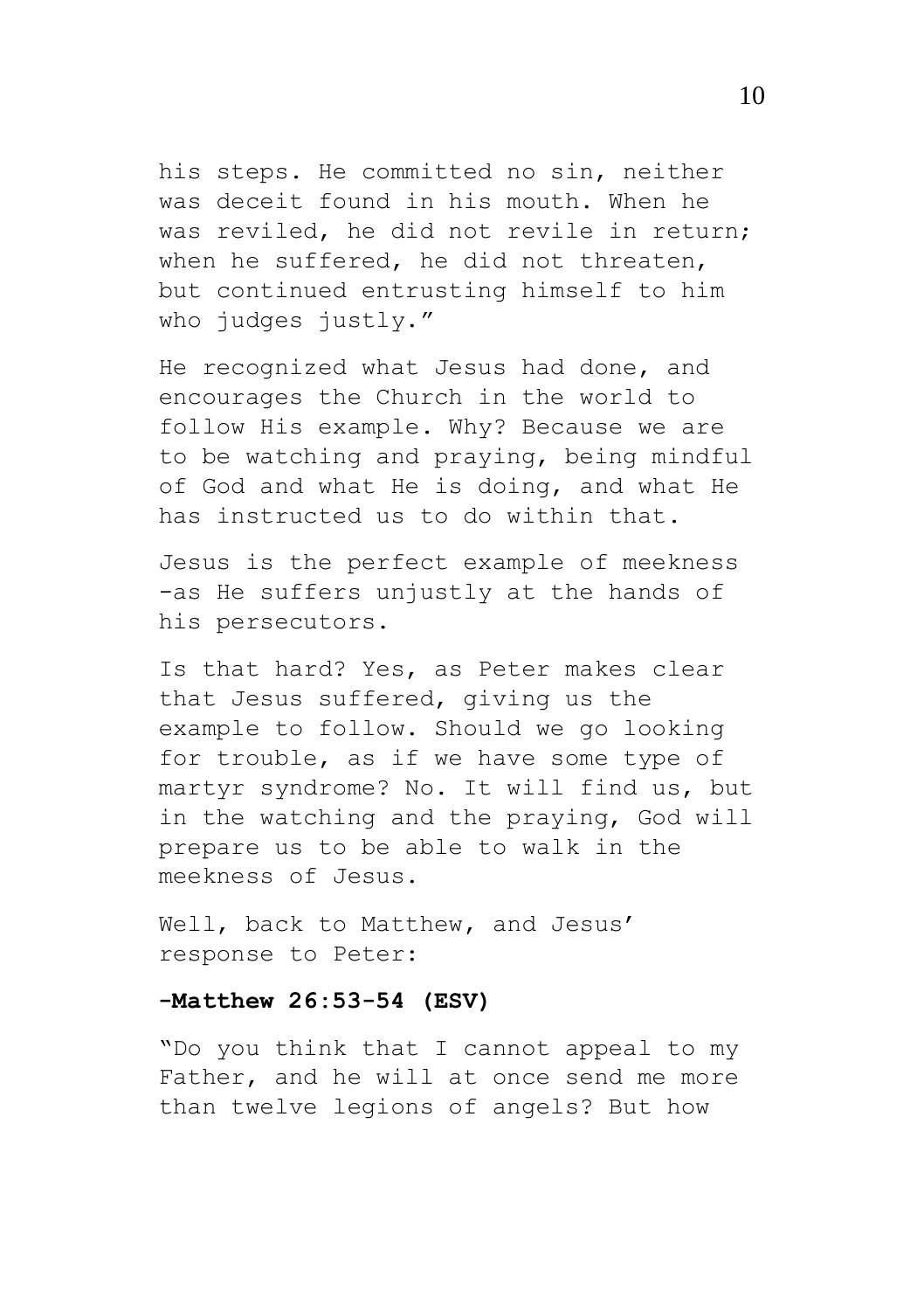his steps. He committed no sin, neither was deceit found in his mouth. When he was reviled, he did not revile in return; when he suffered, he did not threaten, but continued entrusting himself to him who judges justly."

He recognized what Jesus had done, and encourages the Church in the world to follow His example. Why? Because we are to be watching and praying, being mindful of God and what He is doing, and what He has instructed us to do within that.

Jesus is the perfect example of meekness -as He suffers unjustly at the hands of his persecutors.

Is that hard? Yes, as Peter makes clear that Jesus suffered, giving us the example to follow. Should we go looking for trouble, as if we have some type of martyr syndrome? No. It will find us, but in the watching and the praying, God will prepare us to be able to walk in the meekness of Jesus.

Well, back to Matthew, and Jesus' response to Peter:

**-Matthew 26:53-54 (ESV)**

"Do you think that I cannot appeal to my Father, and he will at once send me more than twelve legions of angels? But how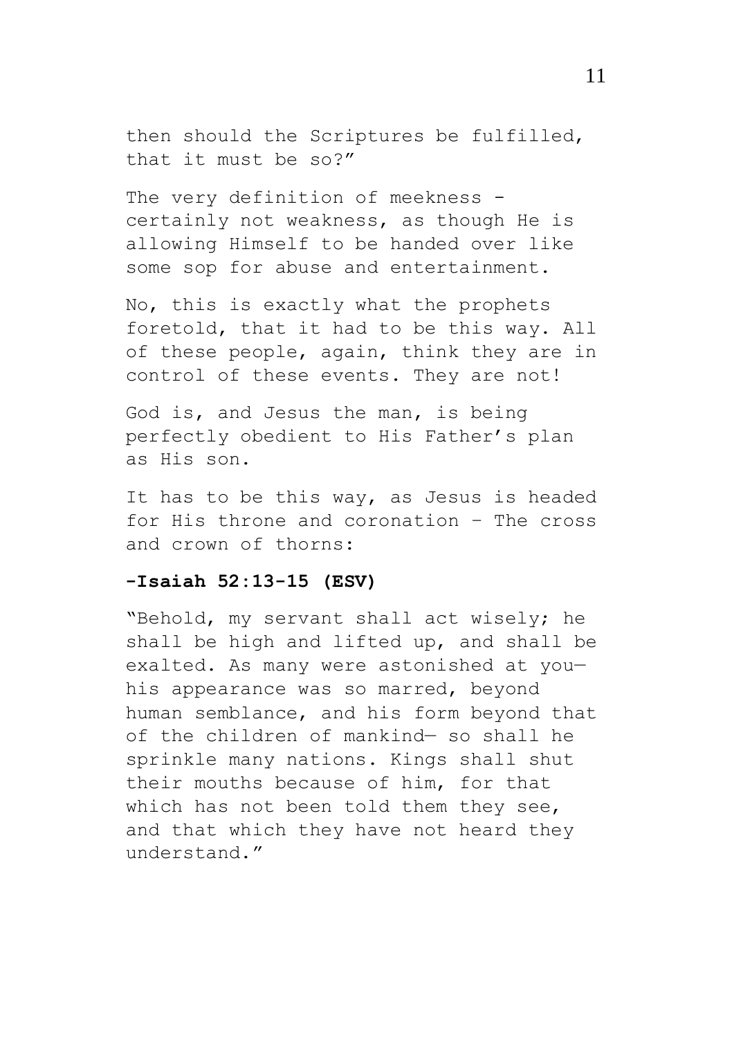then should the Scriptures be fulfilled, that it must be so?”

The very definition of meekness - certainly not weakness, as though He is allowing Himself to be handed over like some sop for abuse and entertainment.

No, this is exactly what the prophets foretold, that it had to be this way. All of these people, again, think they are in control of these events. They are not!

God is, and Jesus the man, is being perfectly obedient to His Father’s plan as His son.

It has to be this way, as Jesus is headed for His throne and coronation – The cross and crown of thorns:

**-Isaiah 52:13-15 (ESV)**

“Behold, my servant shall act wisely; he shall be high and lifted up, and shall be exalted. As many were astonished at you— his appearance was so marred, beyond human semblance, and his form beyond that of the children of mankind— so shall he sprinkle many nations. Kings shall shut their mouths because of him, for that which has not been told them they see, and that which they have not heard they understand.”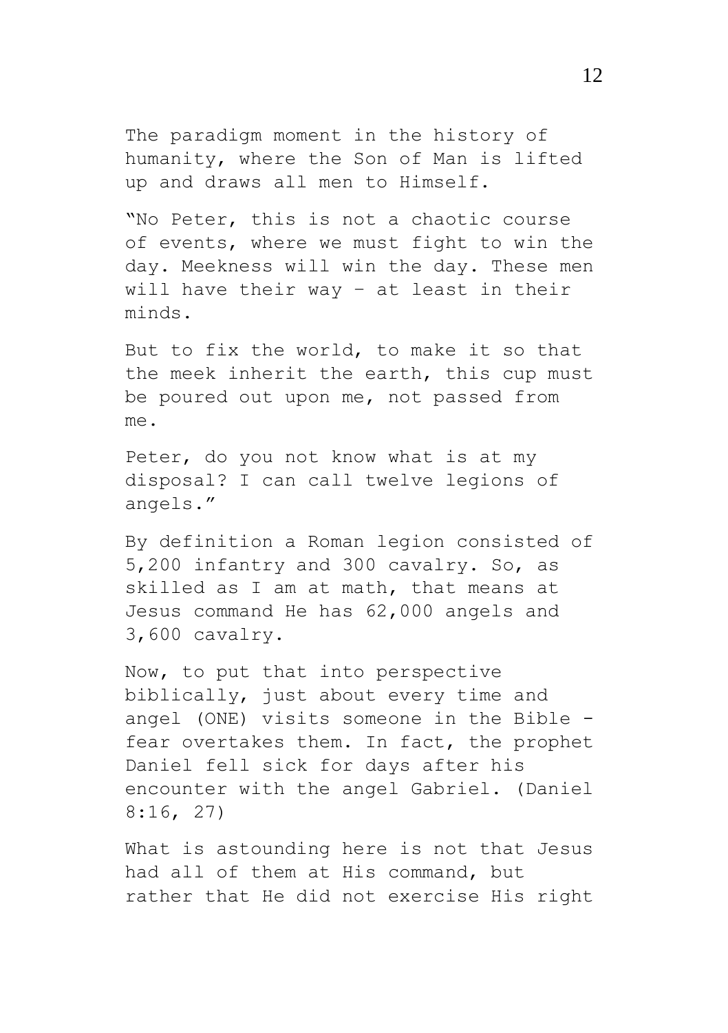The paradigm moment in the history of humanity, where the Son of Man is lifted up and draws all men to Himself.

"No Peter, this is not a chaotic course of events, where we must fight to win the day. Meekness will win the day. These men will have their way – at least in their minds.

But to fix the world, to make it so that the meek inherit the earth, this cup must be poured out upon me, not passed from me.

Peter, do you not know what is at my disposal? I can call twelve legions of angels."

By definition a Roman legion consisted of 5,200 infantry and 300 cavalry. So, as skilled as I am at math, that means at Jesus command He has 62,000 angels and 3,600 cavalry.

Now, to put that into perspective biblically, just about every time and angel (ONE) visits someone in the Bible - fear overtakes them. In fact, the prophet Daniel fell sick for days after his encounter with the angel Gabriel. (Daniel 8:16, 27)

What is astounding here is not that Jesus had all of them at His command, but rather that He did not exercise His right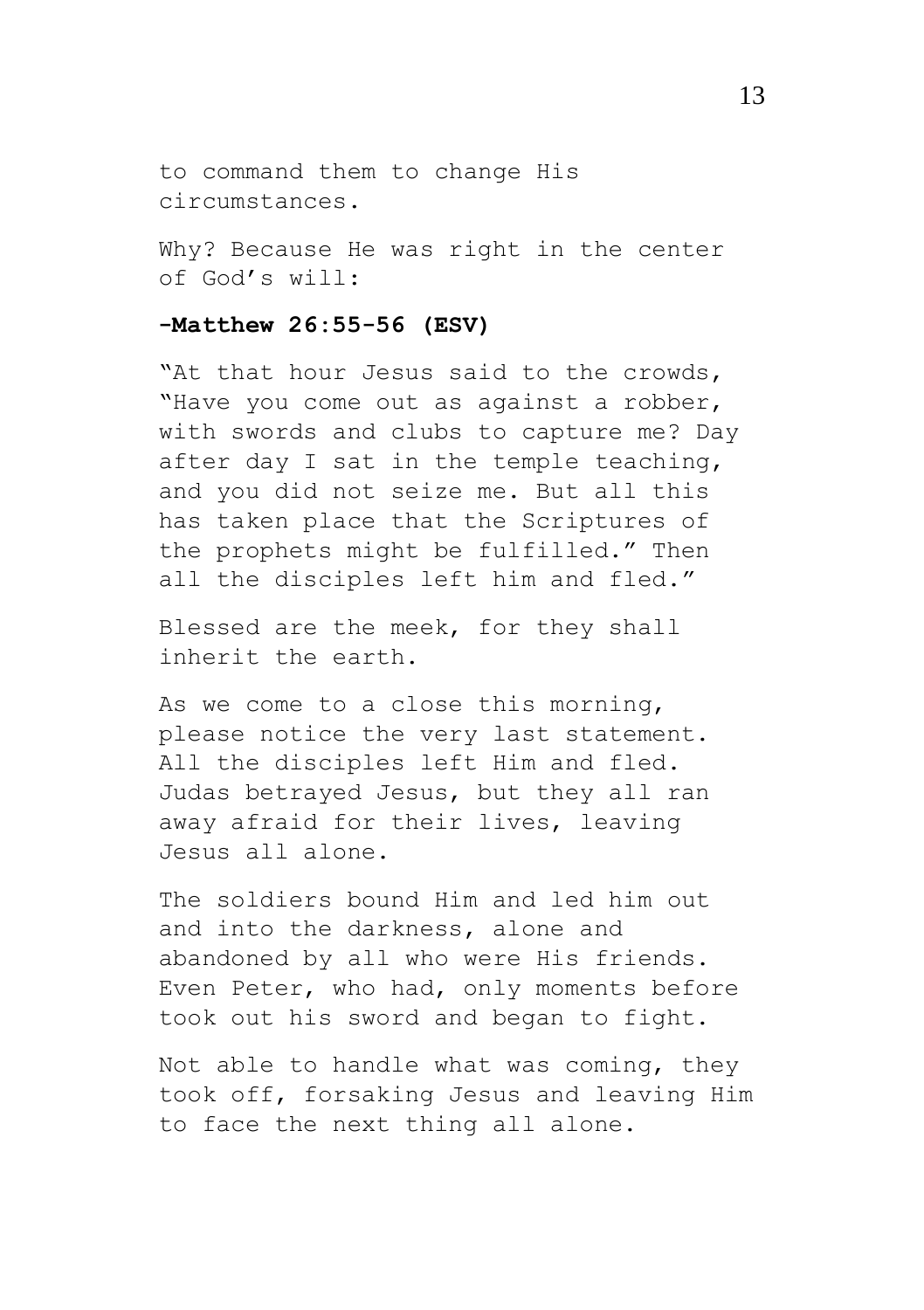to command them to change His circumstances.

Why? Because He was right in the center of God's will:

**-Matthew 26:55-56 (ESV)**

"At that hour Jesus said to the crowds, "Have you come out as against a robber, with swords and clubs to capture me? Day after day I sat in the temple teaching, and you did not seize me. But all this has taken place that the Scriptures of the prophets might be fulfilled." Then all the disciples left him and fled."

Blessed are the meek, for they shall inherit the earth.

As we come to a close this morning, please notice the very last statement. All the disciples left Him and fled. Judas betrayed Jesus, but they all ran away afraid for their lives, leaving Jesus all alone.

The soldiers bound Him and led him out and into the darkness, alone and abandoned by all who were His friends. Even Peter, who had, only moments before took out his sword and began to fight.

Not able to handle what was coming, they took off, forsaking Jesus and leaving Him to face the next thing all alone.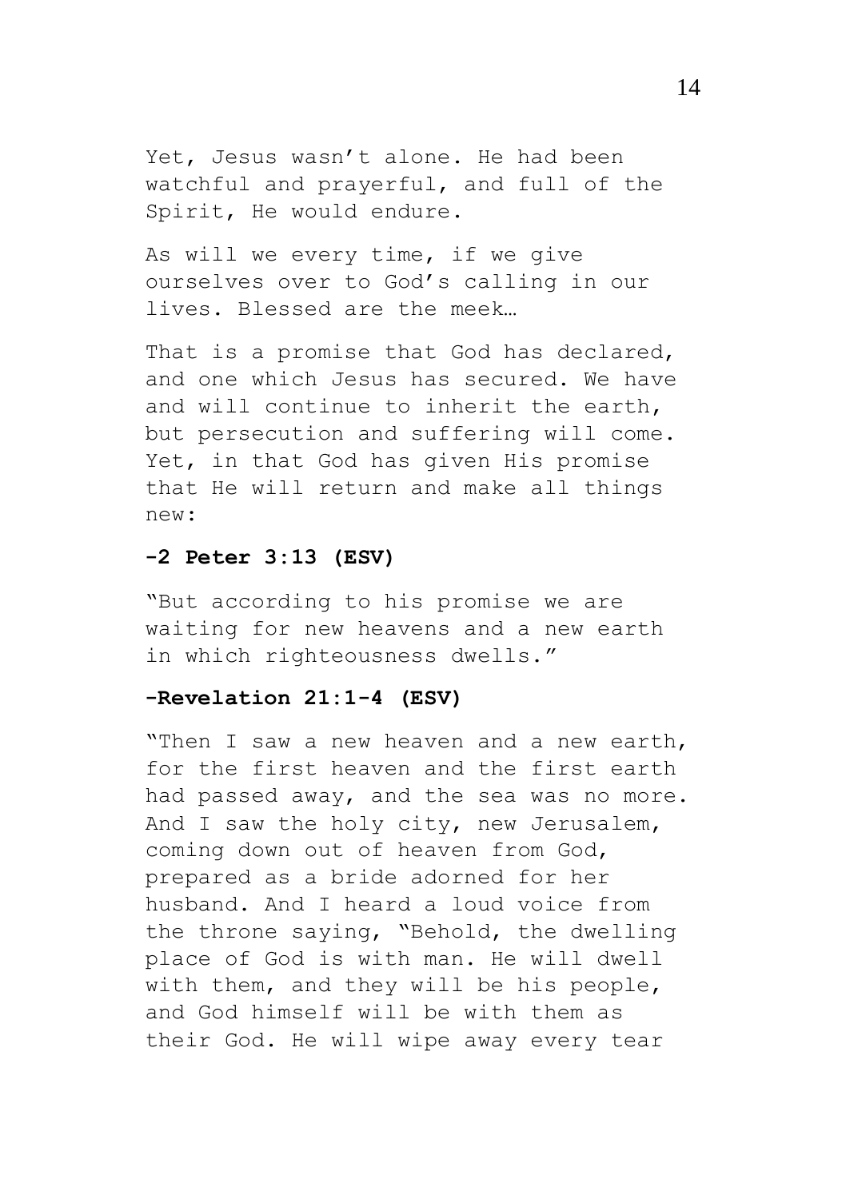Yet, Jesus wasn't alone. He had been watchful and prayerful, and full of the Spirit, He would endure.

As will we every time, if we give ourselves over to God's calling in our lives. Blessed are the meek…

That is a promise that God has declared, and one which Jesus has secured. We have and will continue to inherit the earth, but persecution and suffering will come. Yet, in that God has given His promise that He will return and make all things new:

**-2 Peter 3:13 (ESV)**

"But according to his promise we are waiting for new heavens and a new earth in which righteousness dwells."

**-Revelation 21:1-4 (ESV)**

"Then I saw a new heaven and a new earth, for the first heaven and the first earth had passed away, and the sea was no more. And I saw the holy city, new Jerusalem, coming down out of heaven from God, prepared as a bride adorned for her husband. And I heard a loud voice from the throne saying, "Behold, the dwelling place of God is with man. He will dwell with them, and they will be his people, and God himself will be with them as their God. He will wipe away every tear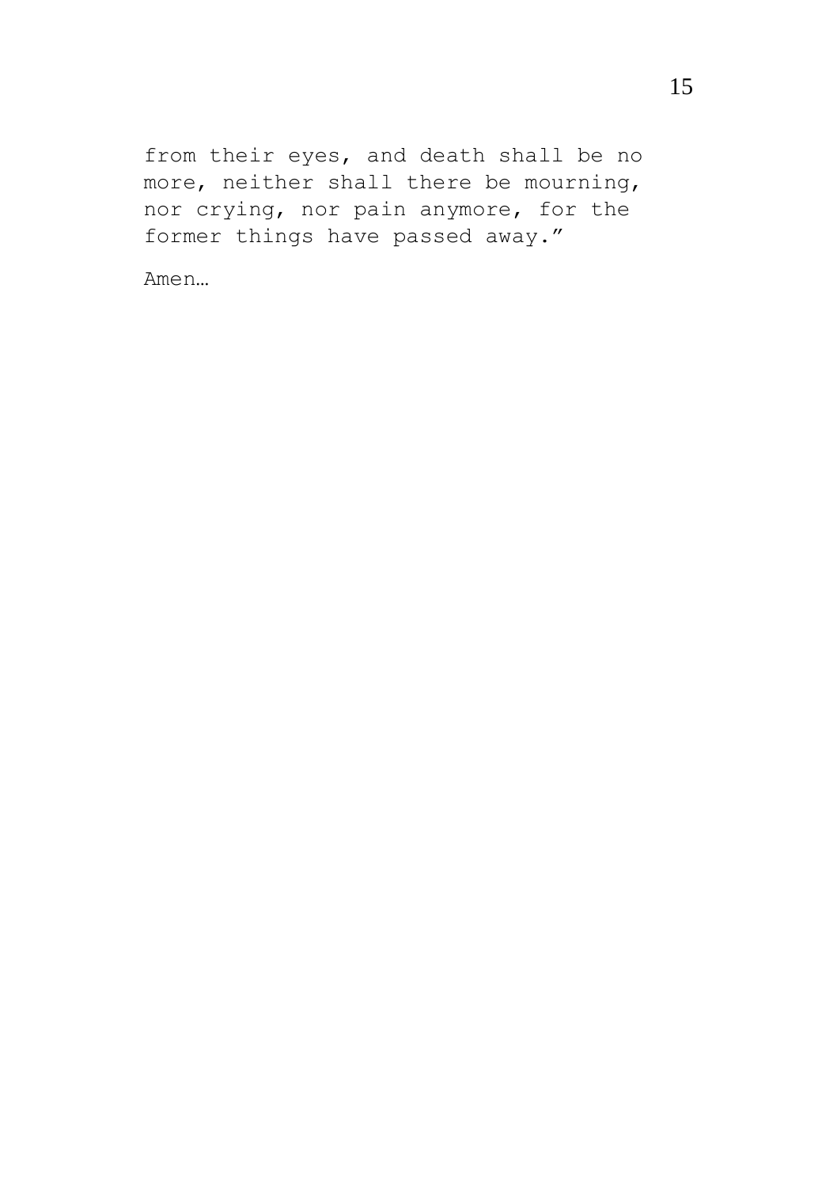from their eyes, and death shall be no more, neither shall there be mourning, nor crying, nor pain anymore, for the former things have passed away."

Amen…